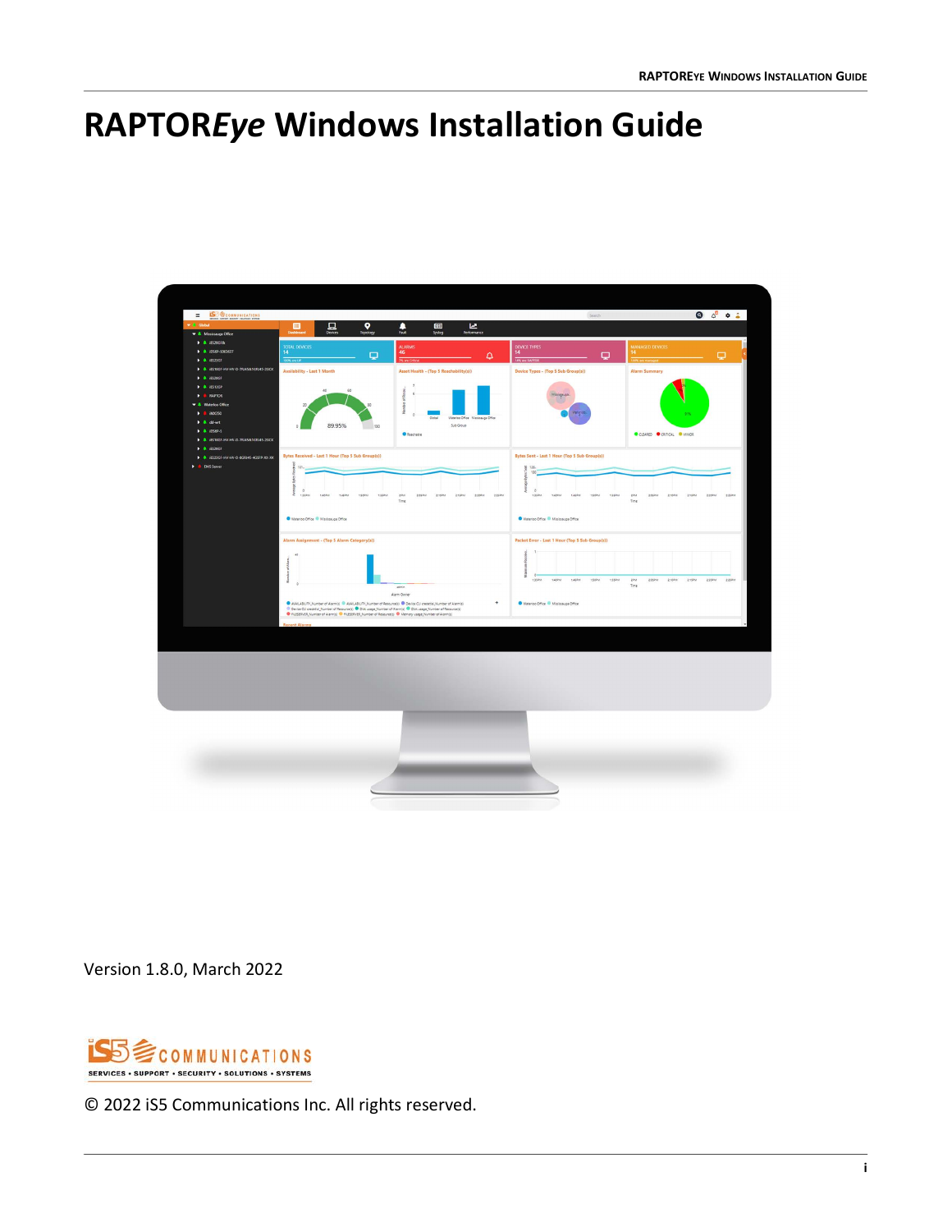# RAPTOR*Eye* Windows Installation Guide

Version 1.8.0, March 2022

© 2022 iS5 Communications Inc. All rights reserved.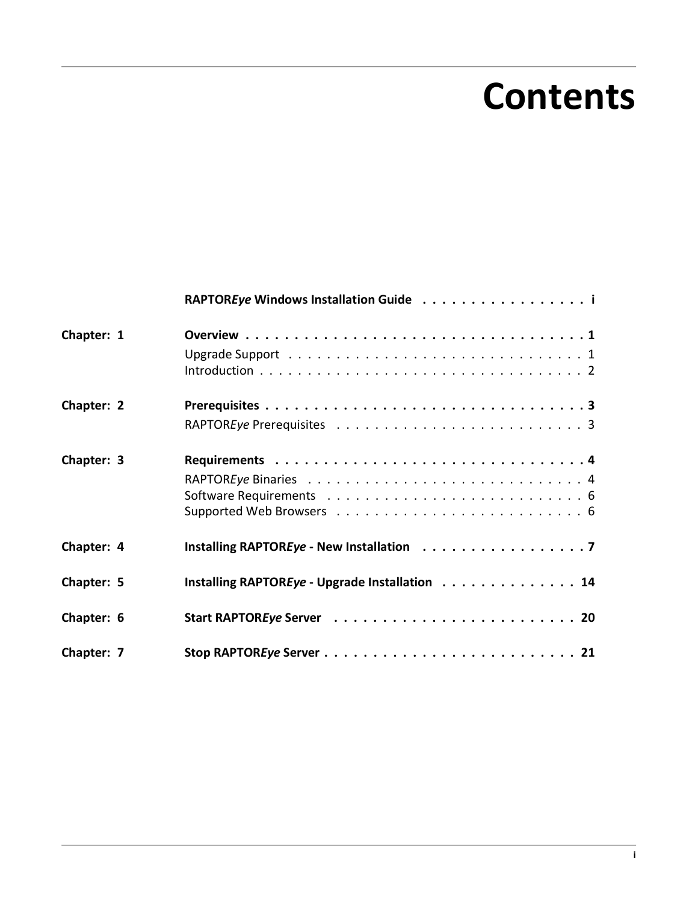# Contents

**RAPTOR*Eye* Windows Installation Guide . . . . . . . . . . . . . . . . . i**

**Chapter: 1 Overview . . . . . . . . . . . . . . . . . . . . . . . . . . . . . . . . . . . 1**

Upgrade Support . . . . . . . . . . . . . . . . . . . . . . . . . . . . . . . 1

Introduction . . . . . . . . . . . . . . . . . . . . . . . . . . . . . . . . . . 2

**Chapter: 2 Prerequisites . . . . . . . . . . . . . . . . . . . . . . . . . . . . . . . . 3**

RAPTOR*Eye* Prerequisites . . . . . . . . . . . . . . . . . . . . . . . . . 3

**Chapter: 3 Requirements . . . . . . . . . . . . . . . . . . . . . . . . . . . . . . . 4**

RAPTOR*Eye* Binaries . . . . . . . . . . . . . . . . . . . . . . . . . . . . 4

Software Requirements . . . . . . . . . . . . . . . . . . . . . . . . . . 6

Supported Web Browsers . . . . . . . . . . . . . . . . . . . . . . . . . 6

**Chapter: 4 Installing RAPTOR*Eye* - New Installation . . . . . . . . . . . . . . . . . 7**

**Chapter: 5 Installing RAPTOR*Eye* - Upgrade Installation . . . . . . . . . . . . . . 14**

**Chapter: 6 Start RAPTOR*Eye* Server . . . . . . . . . . . . . . . . . . . . . . . . 20**

**Chapter: 7 Stop RAPTOR*Eye* Server . . . . . . . . . . . . . . . . . . . . . . . . . 21**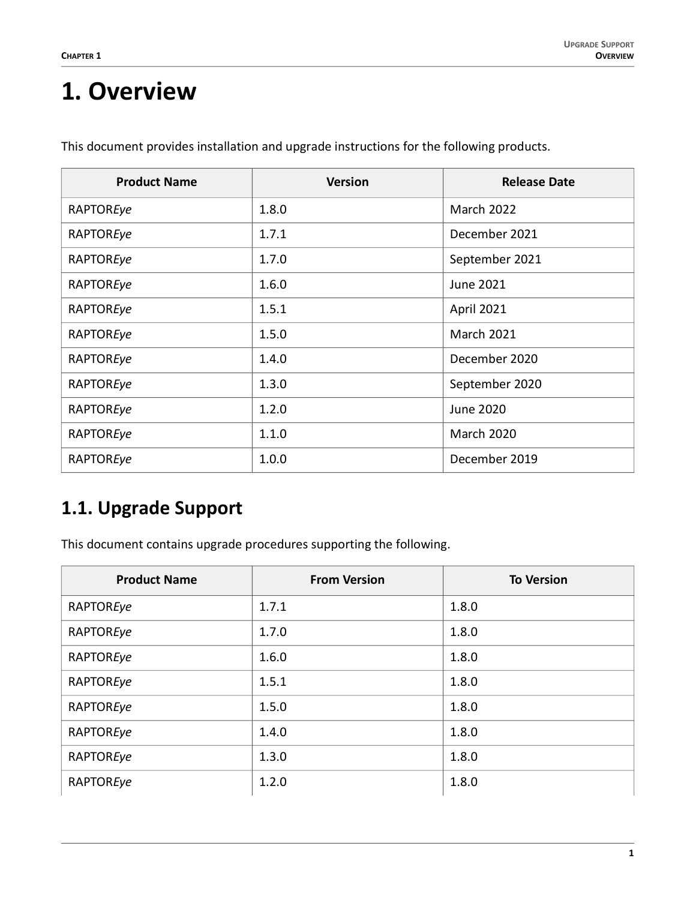# 1. Overview

This document provides installation and upgrade instructions for the following products.

| Product Name | Version | Release Date |
| --- | --- | --- |
| RAPTOR*Eye* | 1.8.0 | March 2022 |
| RAPTOR*Eye* | 1.7.1 | December 2021 |
| RAPTOR*Eye* | 1.7.0 | September 2021 |
| RAPTOR*Eye* | 1.6.0 | June 2021 |
| RAPTOR*Eye* | 1.5.1 | April 2021 |
| RAPTOR*Eye* | 1.5.0 | March 2021 |
| RAPTOR*Eye* | 1.4.0 | December 2020 |
| RAPTOR*Eye* | 1.3.0 | September 2020 |
| RAPTOR*Eye* | 1.2.0 | June 2020 |
| RAPTOR*Eye* | 1.1.0 | March 2020 |
| RAPTOR*Eye* | 1.0.0 | December 2019 |

## 1.1. Upgrade Support

This document contains upgrade procedures supporting the following.

| Product Name | From Version | To Version |
| --- | --- | --- |
| RAPTOR*Eye* | 1.7.1 | 1.8.0 |
| RAPTOR*Eye* | 1.7.0 | 1.8.0 |
| RAPTOR*Eye* | 1.6.0 | 1.8.0 |
| RAPTOR*Eye* | 1.5.1 | 1.8.0 |
| RAPTOR*Eye* | 1.5.0 | 1.8.0 |
| RAPTOR*Eye* | 1.4.0 | 1.8.0 |
| RAPTOR*Eye* | 1.3.0 | 1.8.0 |
| RAPTOR*Eye* | 1.2.0 | 1.8.0 |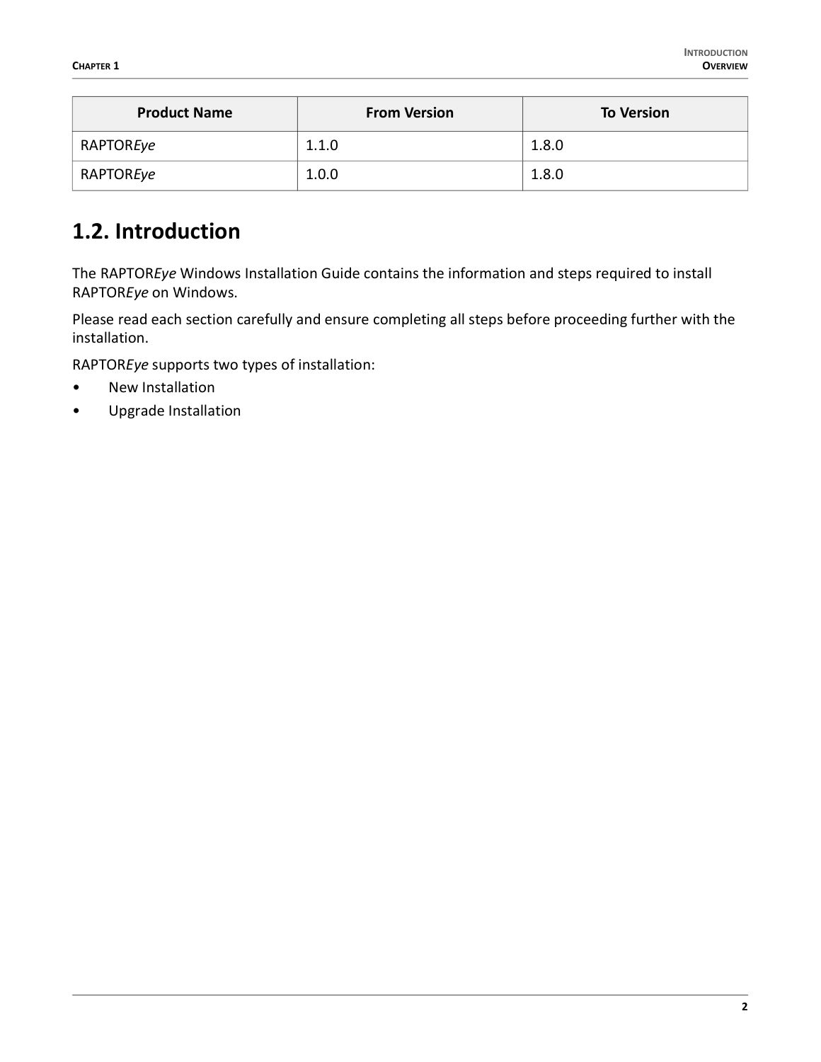| Product Name | From Version | To Version |
| --- | --- | --- |
| RAPTOR*Eye* | 1.1.0 | 1.8.0 |
| RAPTOR*Eye* | 1.0.0 | 1.8.0 |

## 1.2. Introduction

The RAPTOR*Eye* Windows Installation Guide contains the information and steps required to install RAPTOR*Eye* on Windows.

Please read each section carefully and ensure completing all steps before proceeding further with the installation.

RAPTOR*Eye* supports two types of installation:

- New Installation
- Upgrade Installation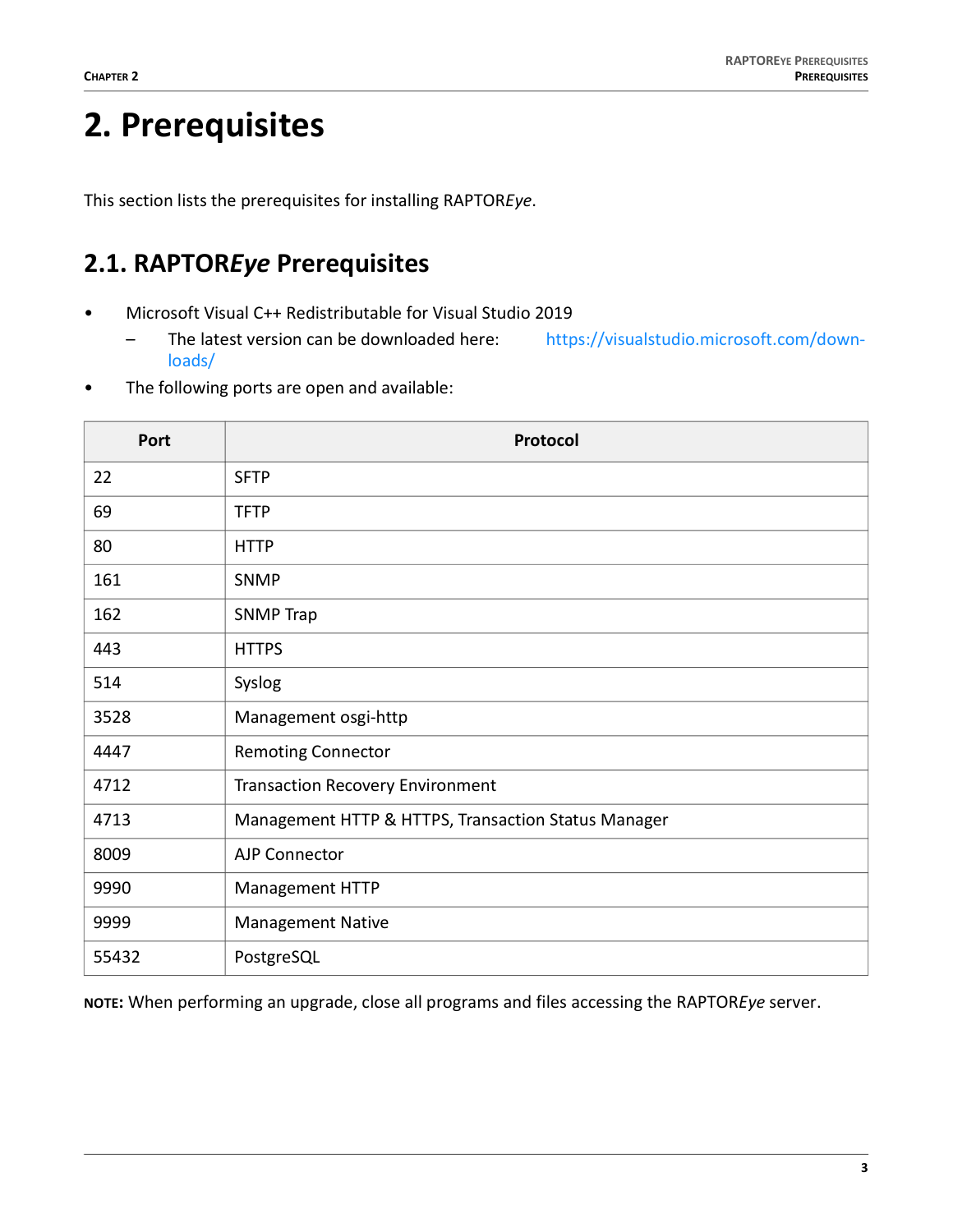# 2. Prerequisites

This section lists the prerequisites for installing RAPTOR*Eye*.

## 2.1. RAPTOR*Eye* Prerequisites

- Microsoft Visual C++ Redistributable for Visual Studio 2019
  - The latest version can be downloaded here: https://visualstudio.microsoft.com/downloads/
- The following ports are open and available:

| Port | Protocol |
|---|---|
| 22 | SFTP |
| 69 | TFTP |
| 80 | HTTP |
| 161 | SNMP |
| 162 | SNMP Trap |
| 443 | HTTPS |
| 514 | Syslog |
| 3528 | Management osgi-http |
| 4447 | Remoting Connector |
| 4712 | Transaction Recovery Environment |
| 4713 | Management HTTP & HTTPS, Transaction Status Manager |
| 8009 | AJP Connector |
| 9990 | Management HTTP |
| 9999 | Management Native |
| 55432 | PostgreSQL |

**NOTE:** When performing an upgrade, close all programs and files accessing the RAPTOR*Eye* server.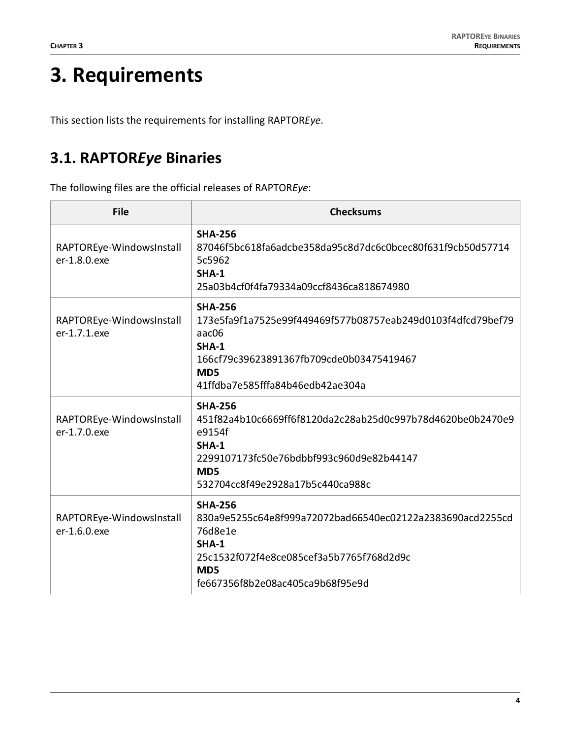# 3. Requirements

This section lists the requirements for installing RAPTOR*Eye*.

## 3.1. RAPTOR*Eye* Binaries

The following files are the official releases of RAPTOR*Eye*:

| File | Checksums |
|---|---|
| RAPTOREye-WindowsInstaller-1.8.0.exe | **SHA-256** 87046f5bc618fa6adcbe358da95c8d7dc6c0bcec80f631f9cb50d577145c5962 **SHA-1** 25a03b4cf0f4fa79334a09ccf8436ca818674980 |
| RAPTOREye-WindowsInstaller-1.7.1.exe | **SHA-256** 173e5fa9f1a7525e99f449469f577b08757eab249d0103f4dfcd79bef79aac06 **SHA-1** 166cf79c39623891367fb709cde0b03475419467 **MD5** 41ffdba7e585fffa84b46edb42ae304a |
| RAPTOREye-WindowsInstaller-1.7.0.exe | **SHA-256** 451f82a4b10c6669ff6f8120da2c28ab25d0c997b78d4620be0b2470e9e9154f **SHA-1** 2299107173fc50e76bdbbf993c960d9e82b44147 **MD5** 532704cc8f49e2928a17b5c440ca988c |
| RAPTOREye-WindowsInstaller-1.6.0.exe | **SHA-256** 830a9e5255c64e8f999a72072bad66540ec02122a2383690acd2255cd76d8e1e **SHA-1** 25c1532f072f4e8ce085cef3a5b7765f768d2d9c **MD5** fe667356f8b2e08ac405ca9b68f95e9d |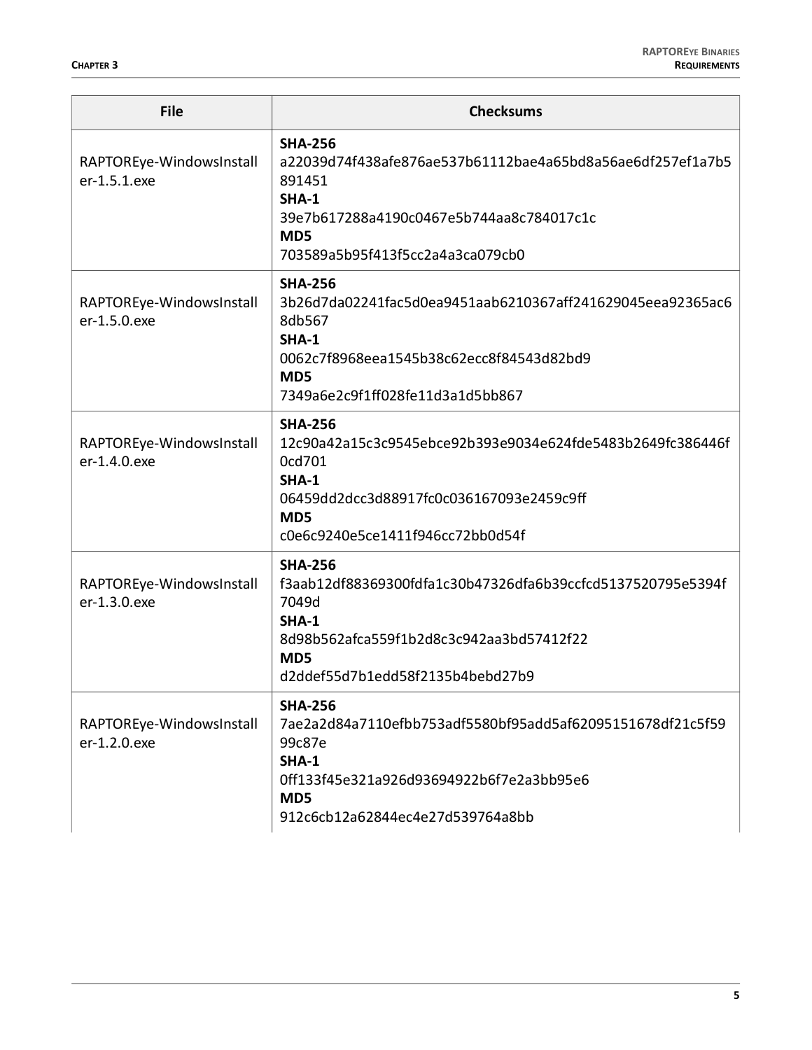| File | Checksums |
|---|---|
| RAPTOREye-WindowsInstaller-1.5.1.exe | **SHA-256**<br>a22039d74f438afe876ae537b61112bae4a65bd8a56ae6df257ef1a7b5891451<br>**SHA-1**<br>39e7b617288a4190c0467e5b744aa8c784017c1c<br>**MD5**<br>703589a5b95f413f5cc2a4a3ca079cb0 |
| RAPTOREye-WindowsInstaller-1.5.0.exe | **SHA-256**<br>3b26d7da02241fac5d0ea9451aab6210367aff241629045eea92365ac68db567<br>**SHA-1**<br>0062c7f8968eea1545b38c62ecc8f84543d82bd9<br>**MD5**<br>7349a6e2c9f1ff028fe11d3a1d5bb867 |
| RAPTOREye-WindowsInstaller-1.4.0.exe | **SHA-256**<br>12c90a42a15c3c9545ebce92b393e9034e624fde5483b2649fc386446f0cd701<br>**SHA-1**<br>06459dd2dcc3d88917fc0c036167093e2459c9ff<br>**MD5**<br>c0e6c9240e5ce1411f946cc72bb0d54f |
| RAPTOREye-WindowsInstaller-1.3.0.exe | **SHA-256**<br>f3aab12df88369300fdfa1c30b47326dfa6b39ccfcd5137520795e5394f7049d<br>**SHA-1**<br>8d98b562afca559f1b2d8c3c942aa3bd57412f22<br>**MD5**<br>d2ddef55d7b1edd58f2135b4bebd27b9 |
| RAPTOREye-WindowsInstaller-1.2.0.exe | **SHA-256**<br>7ae2a2d84a7110efbb753adf5580bf95add5af62095151678df21c5f5999c87e<br>**SHA-1**<br>0ff133f45e321a926d93694922b6f7e2a3bb95e6<br>**MD5**<br>912c6cb12a62844ec4e27d539764a8bb |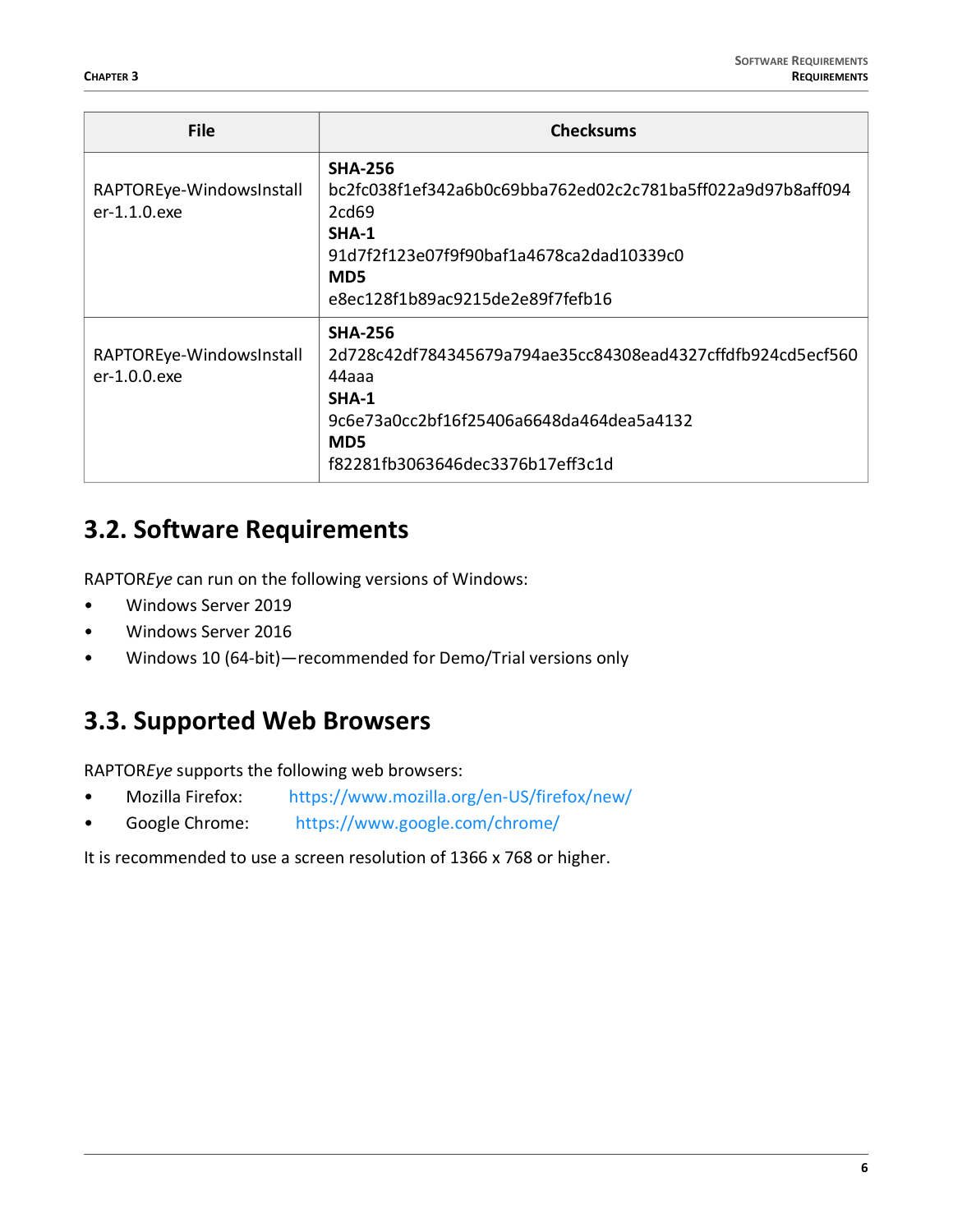| File | Checksums |
| --- | --- |
| RAPTOREye-WindowsInstaller-1.1.0.exe | **SHA-256** bc2fc038f1ef342a6b0c69bba762ed02c2c781ba5ff022a9d97b8aff0942cd69 **SHA-1** 91d7f2f123e07f9f90baf1a4678ca2dad10339c0 **MD5** e8ec128f1b89ac9215de2e89f7fefb16 |
| RAPTOREye-WindowsInstaller-1.0.0.exe | **SHA-256** 2d728c42df784345679a794ae35cc84308ead4327cffdfb924cd5ecf56044aaa **SHA-1** 9c6e73a0cc2bf16f25406a6648da464dea5a4132 **MD5** f82281fb3063646dec3376b17eff3c1d |

## 3.2. Software Requirements

RAPTOR*Eye* can run on the following versions of Windows:

- Windows Server 2019
- Windows Server 2016
- Windows 10 (64-bit)—recommended for Demo/Trial versions only

## 3.3. Supported Web Browsers

RAPTOR*Eye* supports the following web browsers:

- Mozilla Firefox: https://www.mozilla.org/en-US/firefox/new/
- Google Chrome: https://www.google.com/chrome/

It is recommended to use a screen resolution of 1366 x 768 or higher.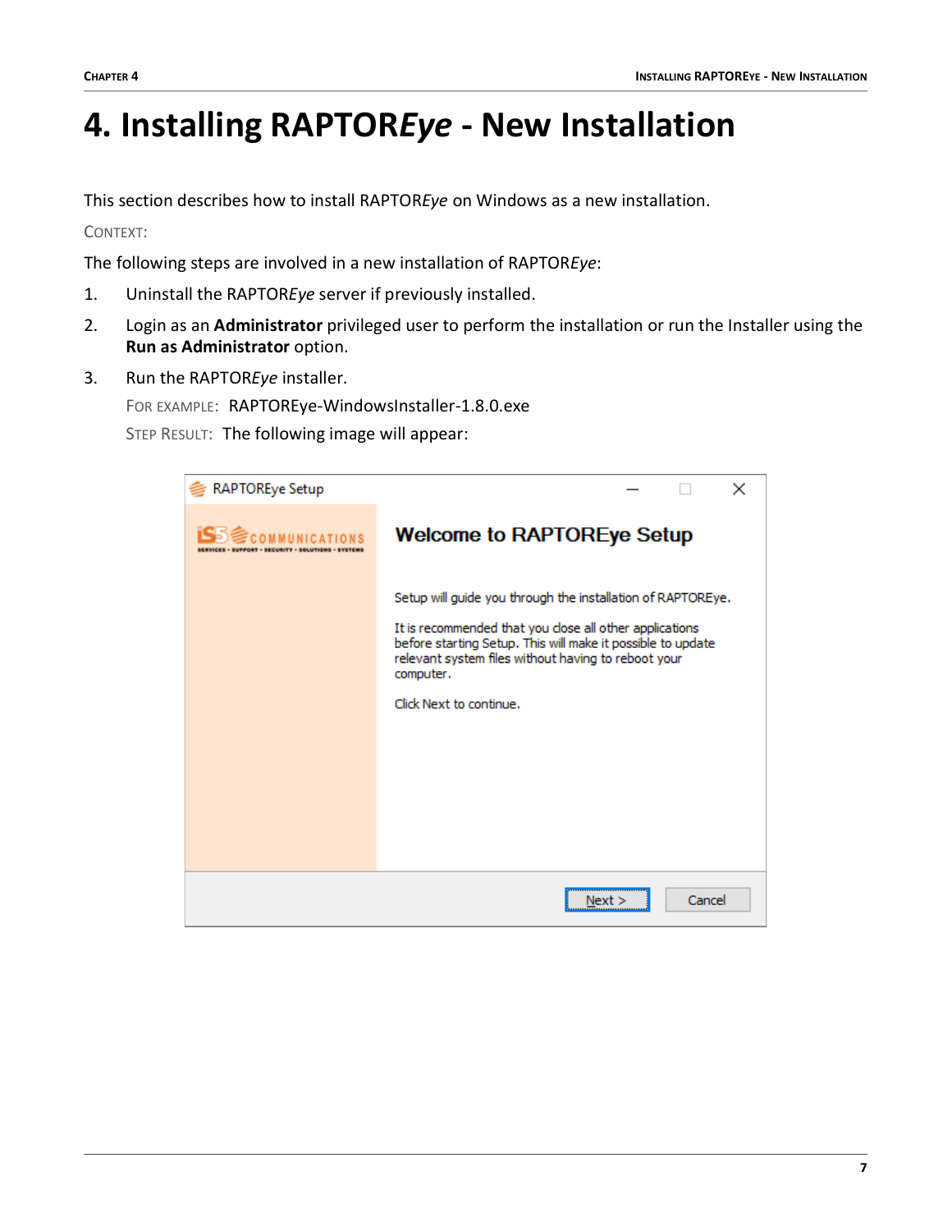# 4. Installing RAPTOR*Eye* - New Installation

This section describes how to install RAPTOR*Eye* on Windows as a new installation.

CONTEXT:

The following steps are involved in a new installation of RAPTOR*Eye*:

1. Uninstall the RAPTOR*Eye* server if previously installed.
2. Login as an **Administrator** privileged user to perform the installation or run the Installer using the **Run as Administrator** option.
3. Run the RAPTOR*Eye* installer.

   FOR EXAMPLE: RAPTOREye-WindowsInstaller-1.8.0.exe

   STEP RESULT: The following image will appear: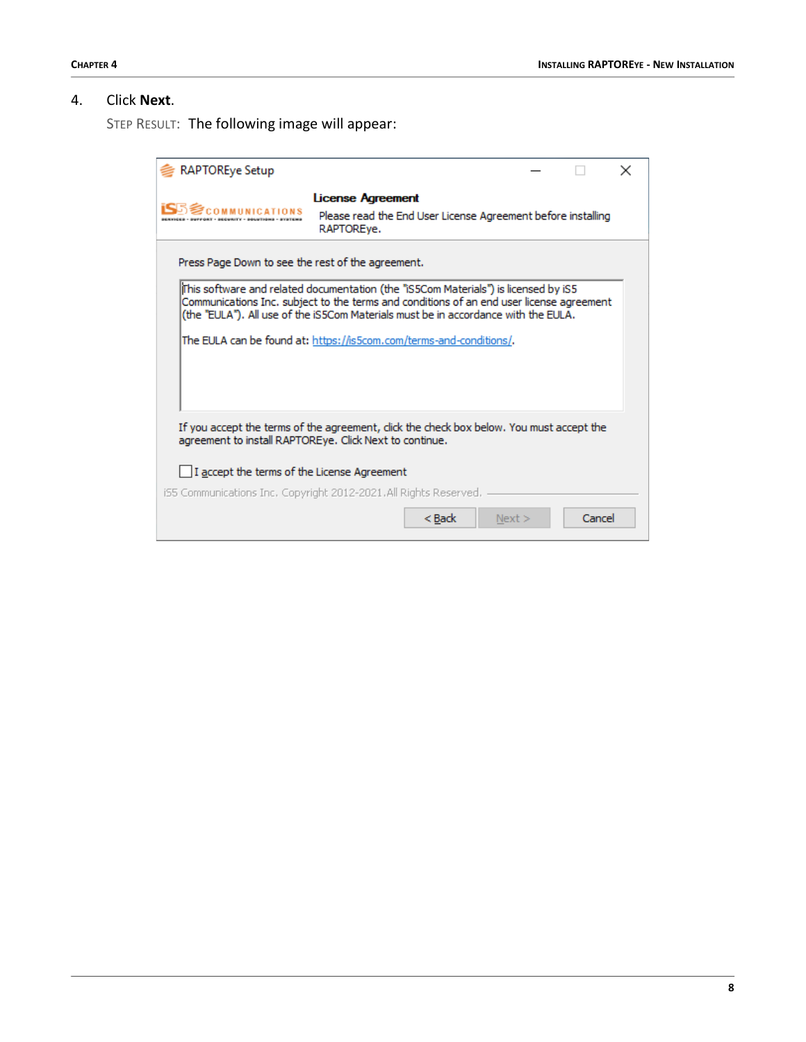4. Click **Next**.

   STEP RESULT: The following image will appear: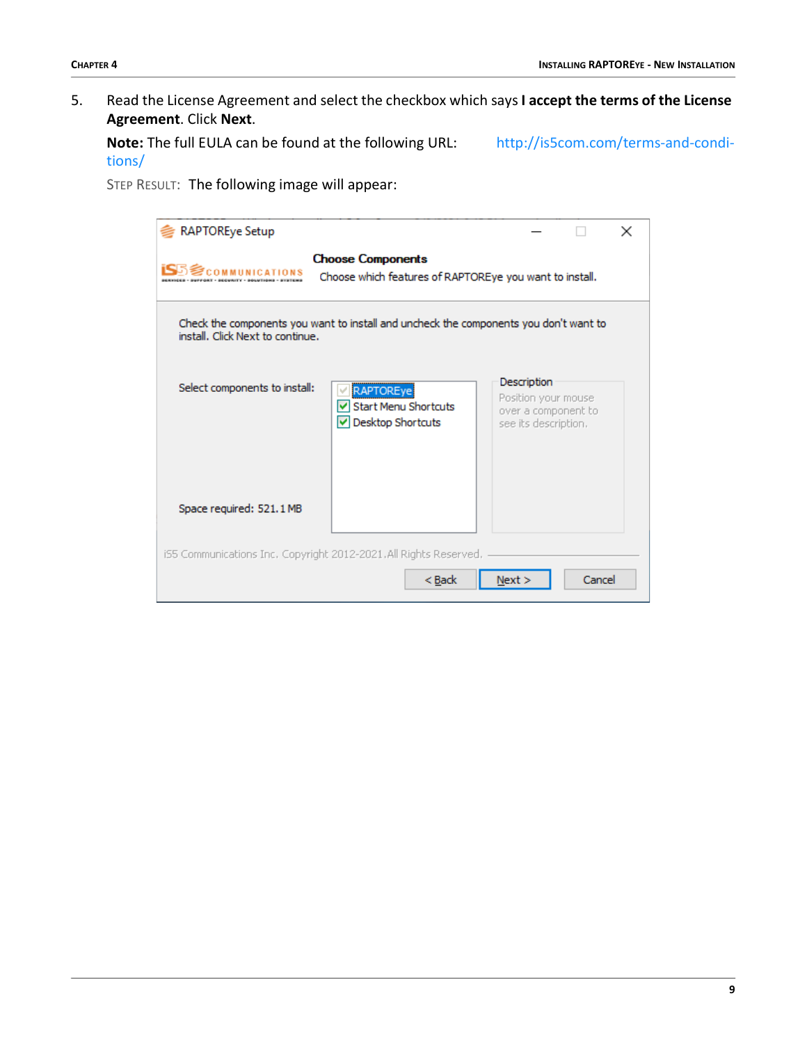5. Read the License Agreement and select the checkbox which says **I accept the terms of the License Agreement**. Click **Next**.

   **Note:** The full EULA can be found at the following URL: http://is5com.com/terms-and-conditions/

   STEP RESULT: The following image will appear: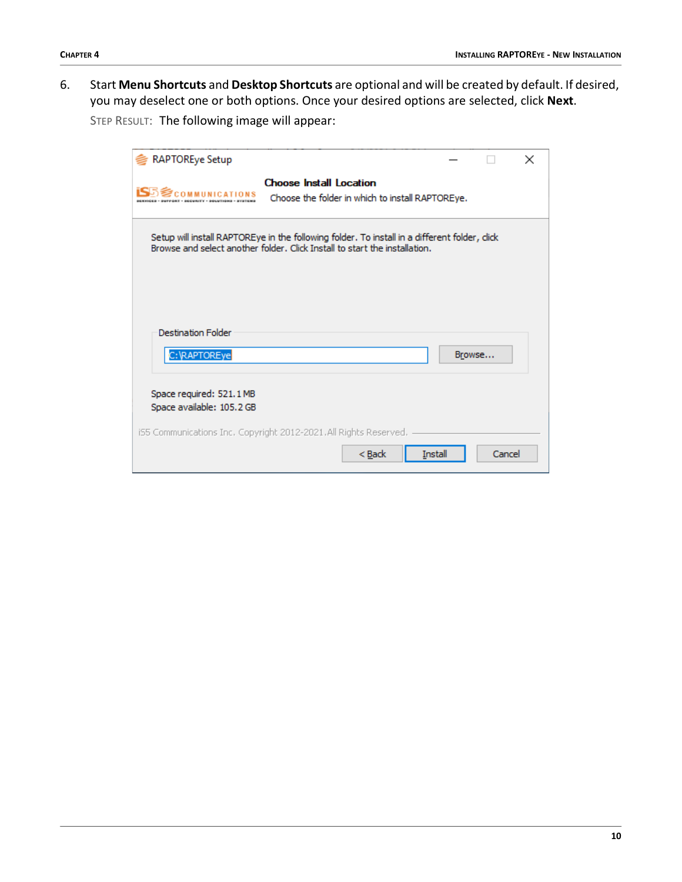6. Start **Menu Shortcuts** and **Desktop Shortcuts** are optional and will be created by default. If desired, you may deselect one or both options. Once your desired options are selected, click **Next**.

   STEP RESULT: The following image will appear: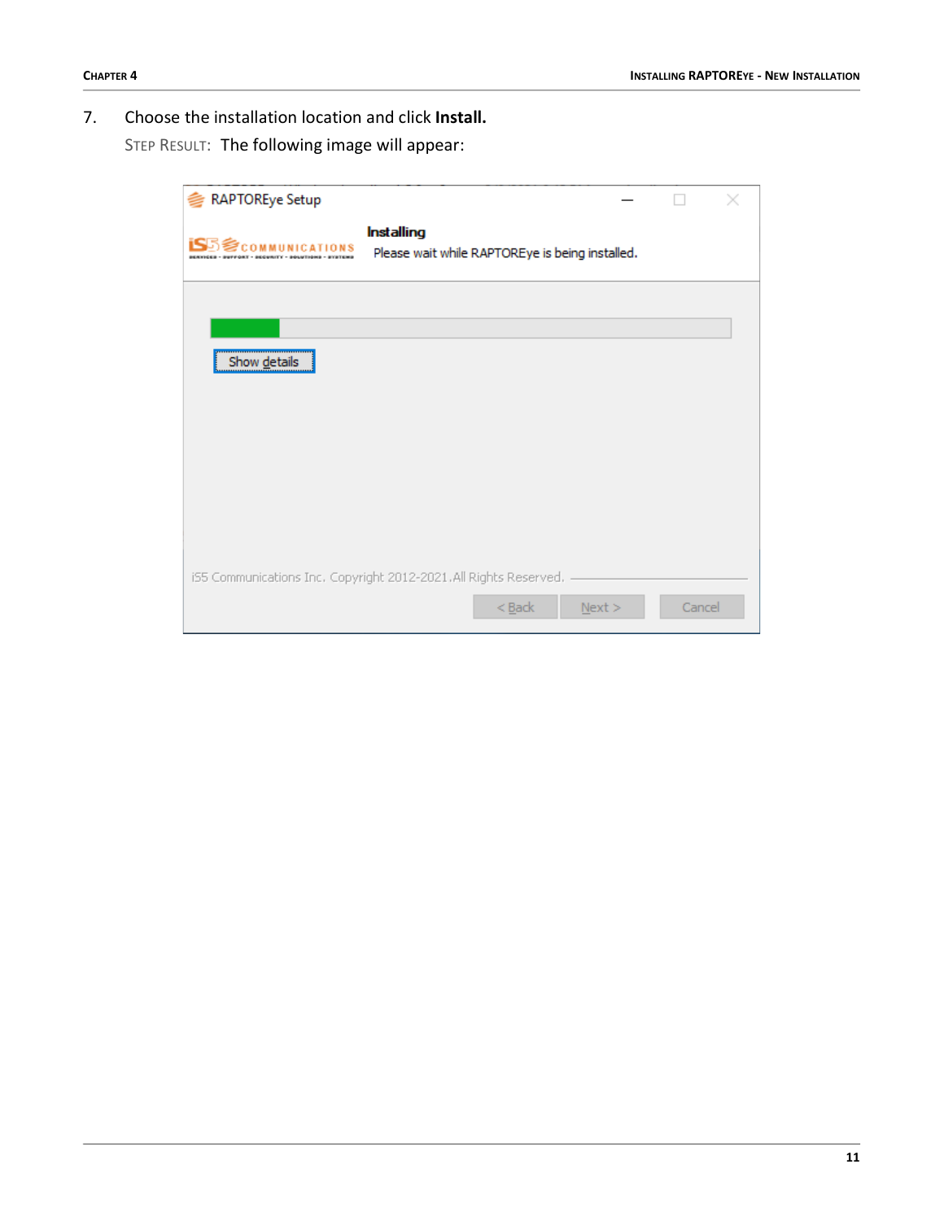7. Choose the installation location and click **Install.**

   STEP RESULT: The following image will appear: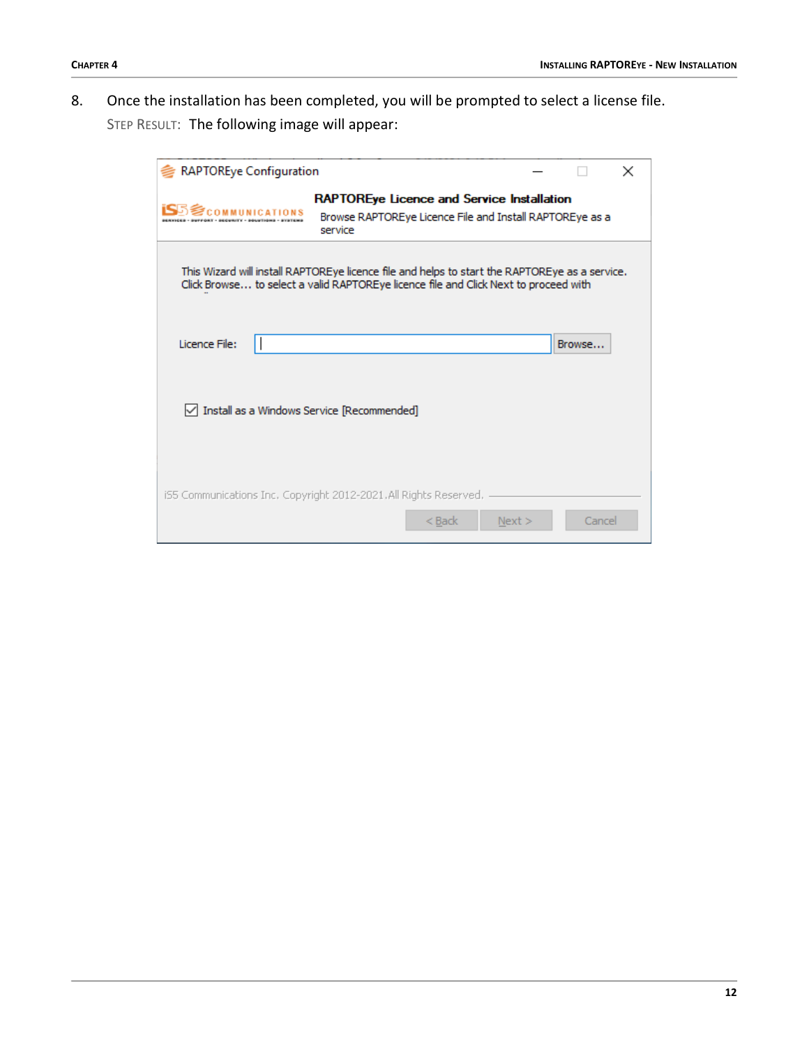8. Once the installation has been completed, you will be prompted to select a license file.

   STEP RESULT: The following image will appear: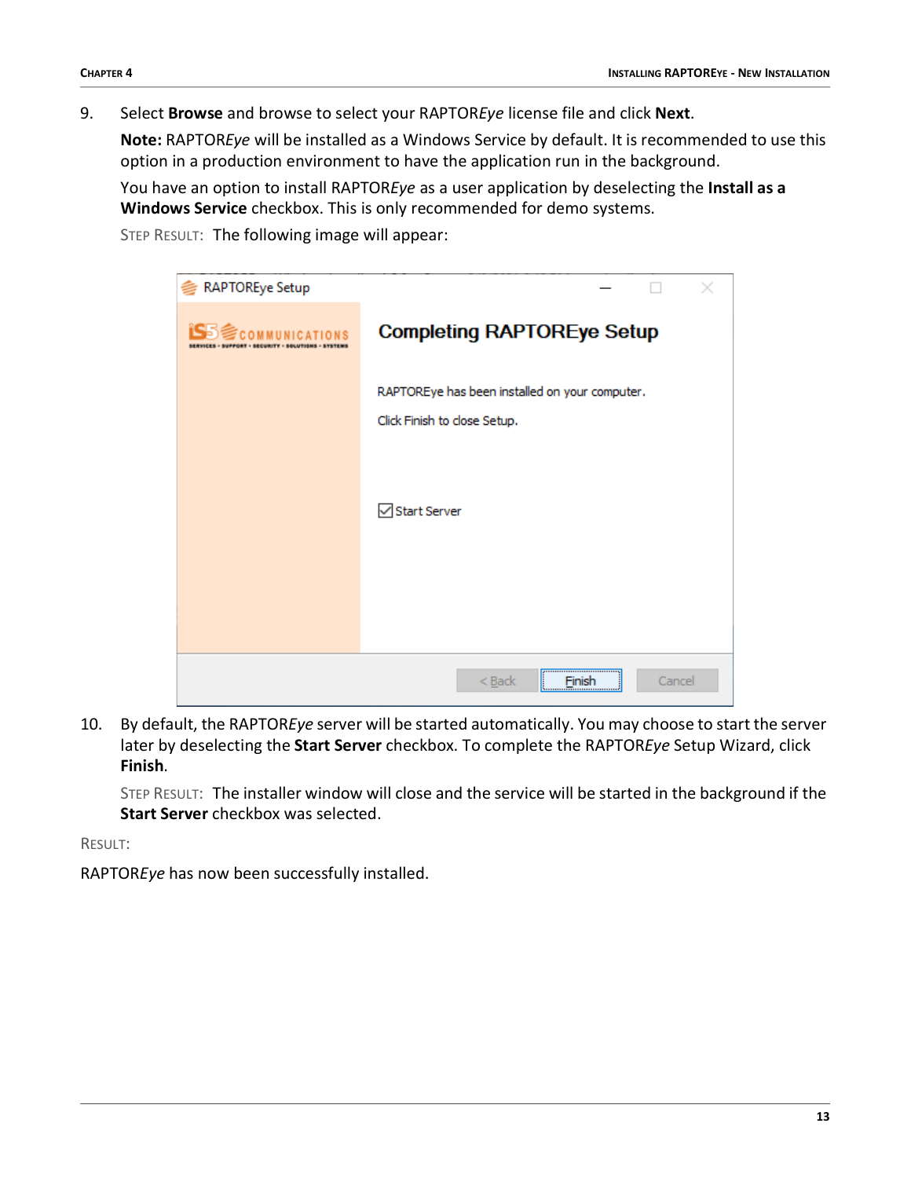9. Select **Browse** and browse to select your RAPTOR*Eye* license file and click **Next**.

   **Note:** RAPTOR*Eye* will be installed as a Windows Service by default. It is recommended to use this option in a production environment to have the application run in the background.

   You have an option to install RAPTOR*Eye* as a user application by deselecting the **Install as a Windows Service** checkbox. This is only recommended for demo systems.

   STEP RESULT: The following image will appear:

10. By default, the RAPTOR*Eye* server will be started automatically. You may choose to start the server later by deselecting the **Start Server** checkbox. To complete the RAPTOR*Eye* Setup Wizard, click **Finish**.

    STEP RESULT: The installer window will close and the service will be started in the background if the **Start Server** checkbox was selected.

RESULT:

RAPTOR*Eye* has now been successfully installed.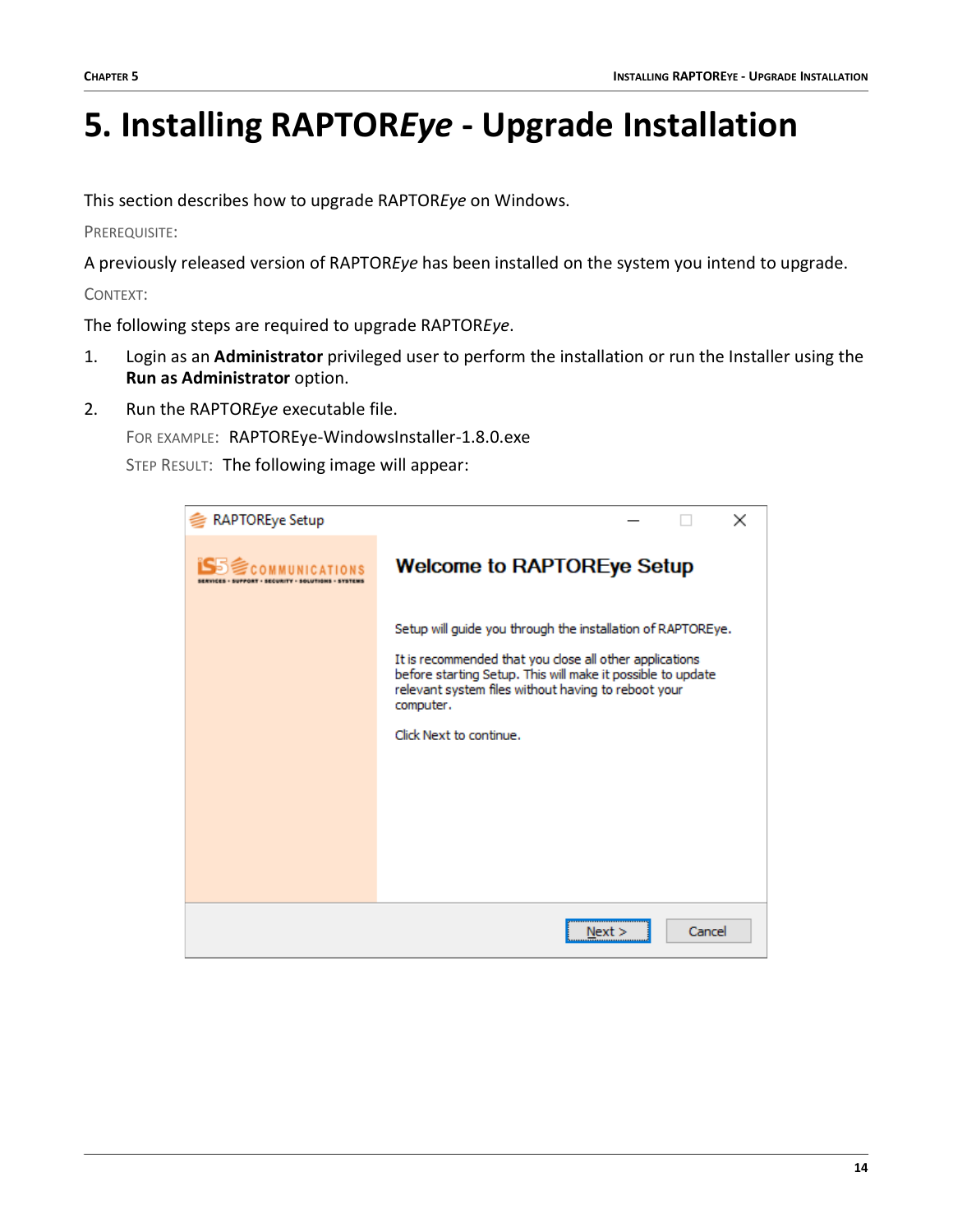# 5. Installing RAPTOR*Eye* - Upgrade Installation

This section describes how to upgrade RAPTOR*Eye* on Windows.

PREREQUISITE:

A previously released version of RAPTOR*Eye* has been installed on the system you intend to upgrade.

CONTEXT:

The following steps are required to upgrade RAPTOR*Eye*.

1. Login as an **Administrator** privileged user to perform the installation or run the Installer using the **Run as Administrator** option.
2. Run the RAPTOR*Eye* executable file.

   FOR EXAMPLE: RAPTOREye-WindowsInstaller-1.8.0.exe

   STEP RESULT: The following image will appear: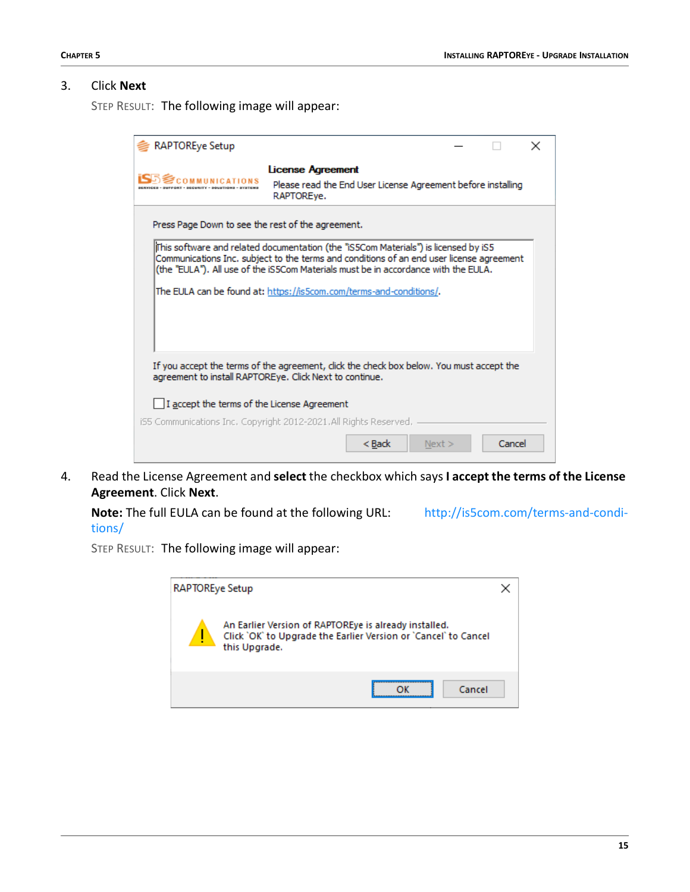3. Click **Next**

   STEP RESULT: The following image will appear:

4. Read the License Agreement and **select** the checkbox which says **I accept the terms of the License Agreement**. Click **Next**.

   **Note:** The full EULA can be found at the following URL: http://is5com.com/terms-and-conditions/

   STEP RESULT: The following image will appear: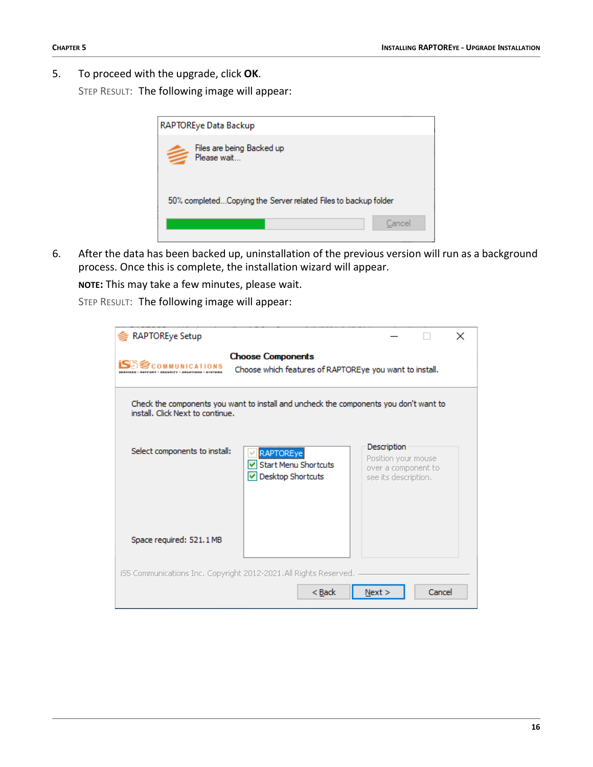5. To proceed with the upgrade, click **OK**.

   STEP RESULT: The following image will appear:

6. After the data has been backed up, uninstallation of the previous version will run as a background process. Once this is complete, the installation wizard will appear.

   **NOTE:** This may take a few minutes, please wait.

   STEP RESULT: The following image will appear: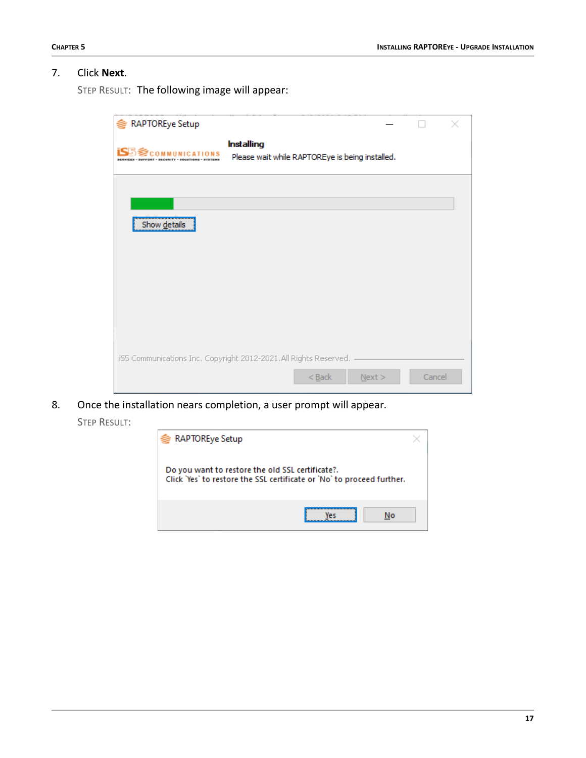7. Click **Next**.

   STEP RESULT: The following image will appear:

8. Once the installation nears completion, a user prompt will appear.

   STEP RESULT: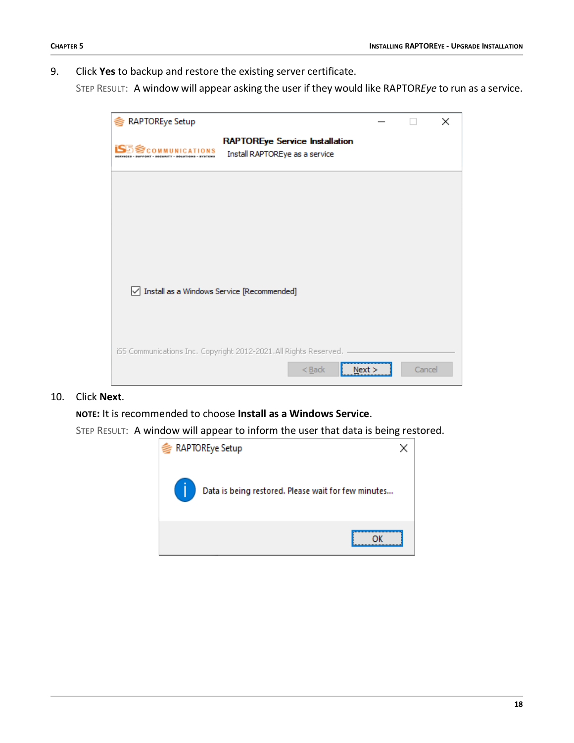9. Click **Yes** to backup and restore the existing server certificate.

   STEP RESULT: A window will appear asking the user if they would like RAPTOR*Eye* to run as a service.

10. Click **Next**.

    **NOTE:** It is recommended to choose **Install as a Windows Service**.

    STEP RESULT: A window will appear to inform the user that data is being restored.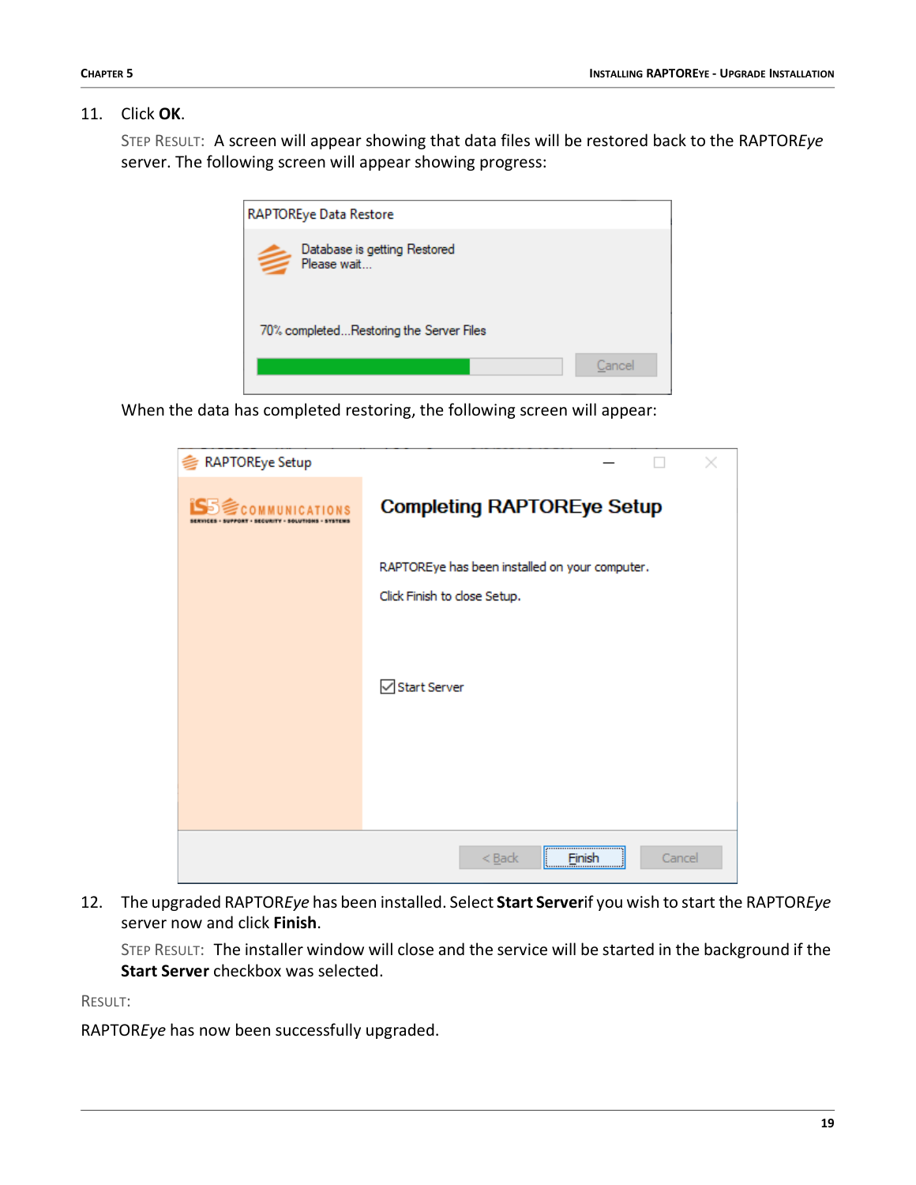11. Click **OK**.

    STEP RESULT: A screen will appear showing that data files will be restored back to the RAPTOR*Eye* server. The following screen will appear showing progress:

    When the data has completed restoring, the following screen will appear:

12. The upgraded RAPTOR*Eye* has been installed. Select **Start Server** if you wish to start the RAPTOR*Eye* server now and click **Finish**.

    STEP RESULT: The installer window will close and the service will be started in the background if the **Start Server** checkbox was selected.

RESULT:

RAPTOR*Eye* has now been successfully upgraded.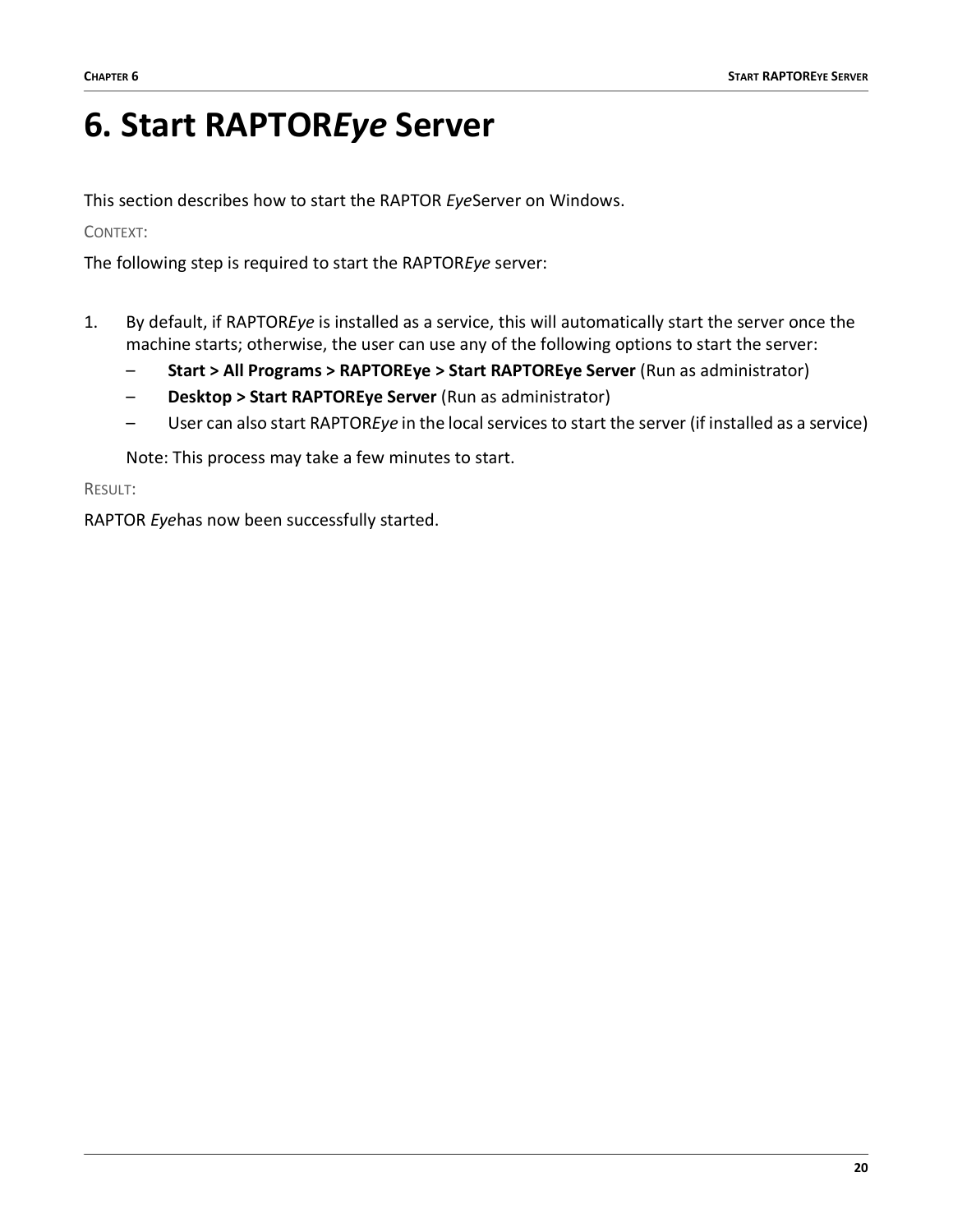# 6. Start RAPTOR*Eye* Server

This section describes how to start the RAPTOR *Eye*Server on Windows.

CONTEXT:

The following step is required to start the RAPTOR*Eye* server:

1. By default, if RAPTOR*Eye* is installed as a service, this will automatically start the server once the machine starts; otherwise, the user can use any of the following options to start the server:
   – **Start > All Programs > RAPTOREye > Start RAPTOREye Server** (Run as administrator)
   – **Desktop > Start RAPTOREye Server** (Run as administrator)
   – User can also start RAPTOR*Eye* in the local services to start the server (if installed as a service)

   Note: This process may take a few minutes to start.

RESULT:

RAPTOR *Eye*has now been successfully started.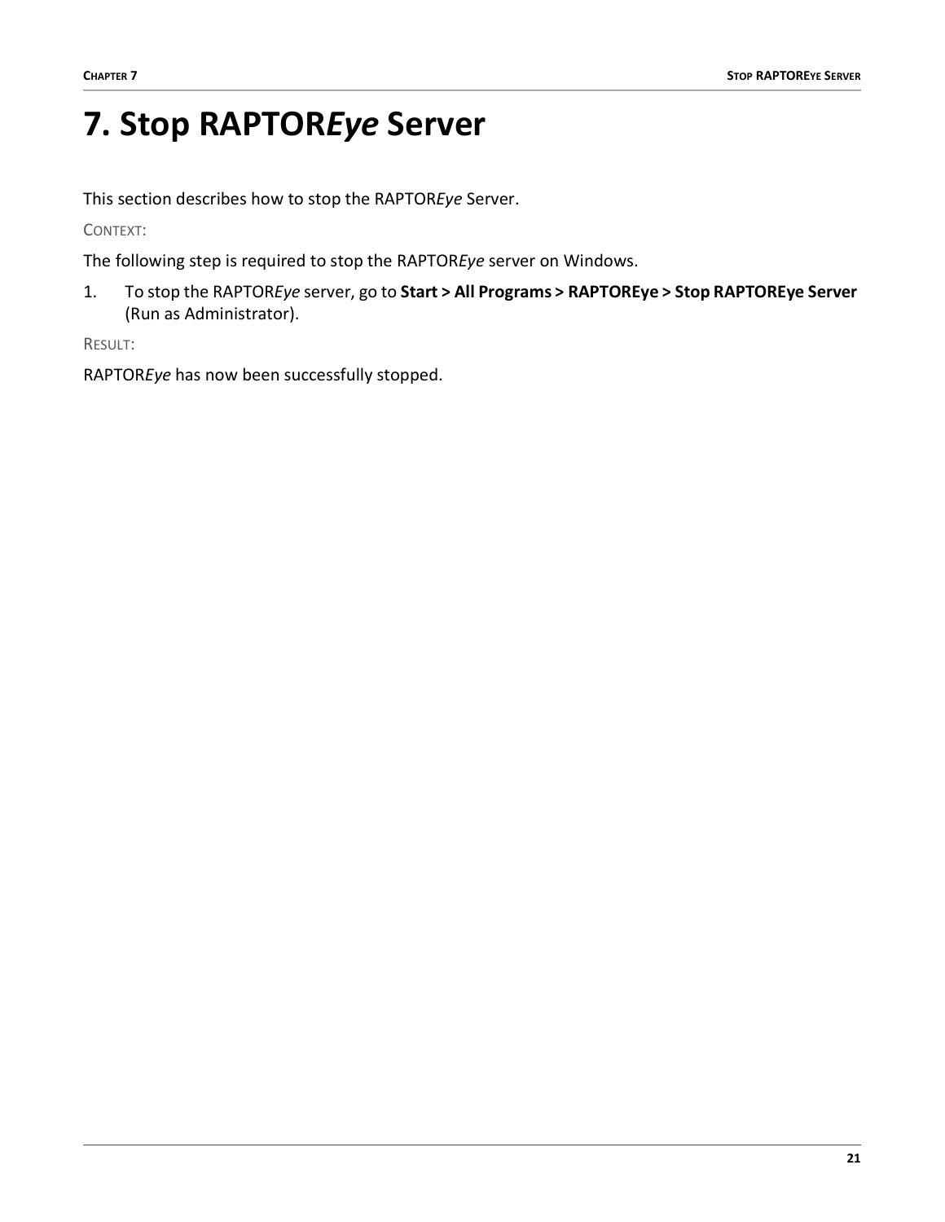# 7. Stop RAPTOR*Eye* Server

This section describes how to stop the RAPTOR*Eye* Server.

CONTEXT:

The following step is required to stop the RAPTOR*Eye* server on Windows.

1. To stop the RAPTOR*Eye* server, go to **Start > All Programs > RAPTOREye > Stop RAPTOREye Server** (Run as Administrator).

RESULT:

RAPTOR*Eye* has now been successfully stopped.